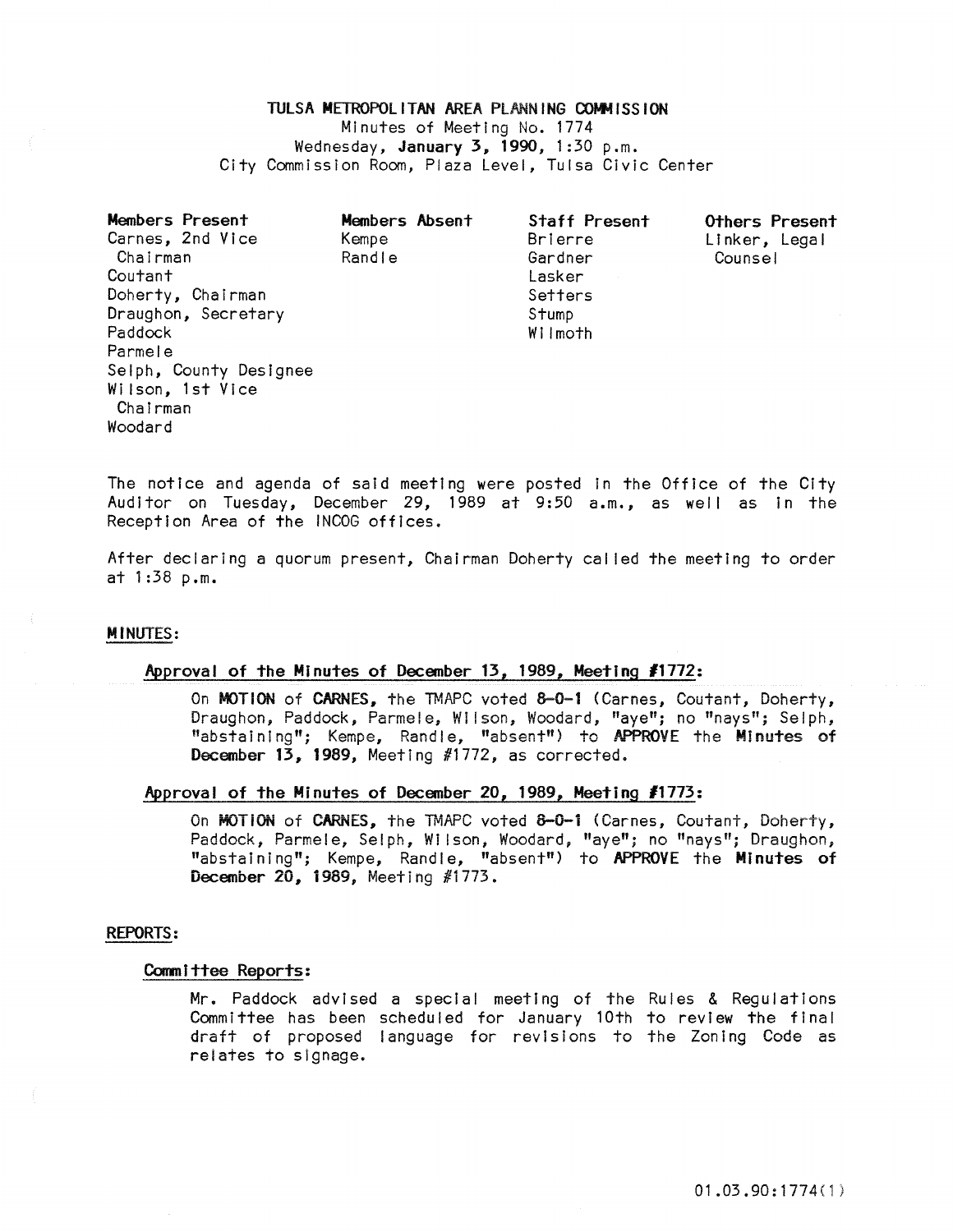**TULSA METROPOLITAN AREA PLANNING COMMISSION**
Minutes of Meeting No. 1774
Wednesday, **January 3, 1990**, 1:30 p.m.
City Commission Room, Plaza Level, Tulsa Civic Center

| **Members Present** | **Members Absent** | **Staff Present** | **Others Present** |
|---|---|---|---|
| Carnes, 2nd Vice Chairman | Kempe | Brierre | Linker, Legal Counsel |
| Coutant | Randle | Gardner | |
| Doherty, Chairman | | Lasker | |
| Draughon, Secretary | | Setters | |
| Paddock | | Stump | |
| Parmele | | Wilmoth | |
| Selph, County Designee | | | |
| Wilson, 1st Vice Chairman | | | |
| Woodard | | | |

The notice and agenda of said meeting were posted in the Office of the City Auditor on Tuesday, December 29, 1989 at 9:50 a.m., as well as in the Reception Area of the INCOG offices.

After declaring a quorum present, Chairman Doherty called the meeting to order at 1:38 p.m.

**MINUTES:**

**Approval of the Minutes of December 13, 1989, Meeting #1772:**

On **MOTION** of **CARNES**, the TMAPC voted **8-0-1** (Carnes, Coutant, Doherty, Draughon, Paddock, Parmele, Wilson, Woodard, "aye"; no "nays"; Selph, "abstaining"; Kempe, Randle, "absent") to **APPROVE** the **Minutes of December 13, 1989**, Meeting #1772, as corrected.

**Approval of the Minutes of December 20, 1989, Meeting #1773:**

On **MOTION** of **CARNES**, the TMAPC voted **8-0-1** (Carnes, Coutant, Doherty, Paddock, Parmele, Selph, Wilson, Woodard, "aye"; no "nays"; Draughon, "abstaining"; Kempe, Randle, "absent") to **APPROVE** the **Minutes of December 20, 1989**, Meeting #1773.

**REPORTS:**

**Committee Reports:**

Mr. Paddock advised a special meeting of the Rules & Regulations Committee has been scheduled for January 10th to review the final draft of proposed language for revisions to the Zoning Code as relates to signage.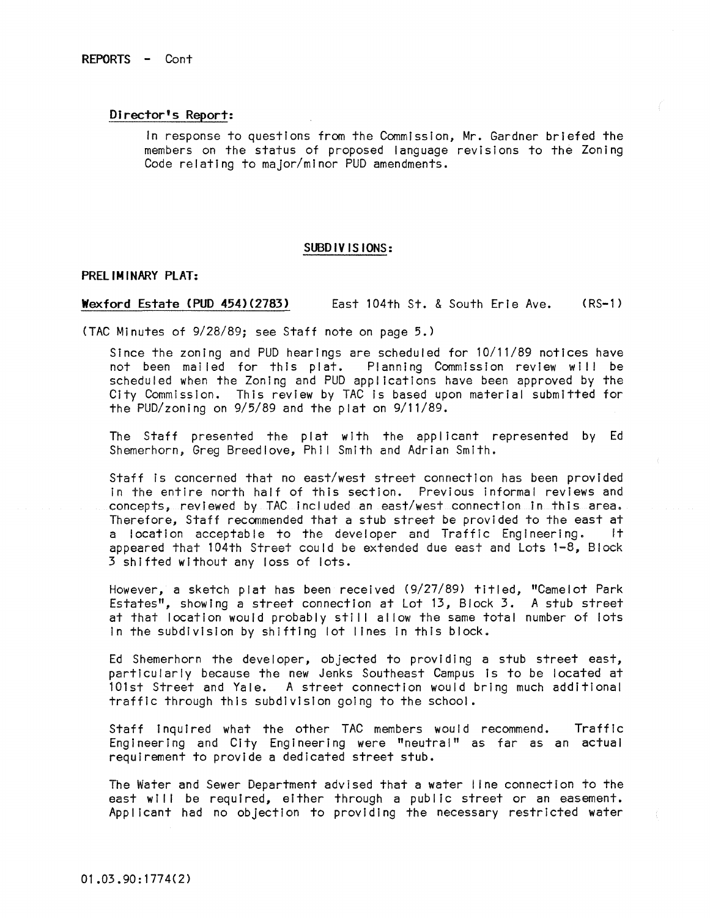REPORTS - Cont

**Director's Report:**

In response to questions from the Commission, Mr. Gardner briefed the members on the status of proposed language revisions to the Zoning Code relating to major/minor PUD amendments.

## SUBDIVISIONS:

**PRELIMINARY PLAT:**

**Wexford Estate (PUD 454)(2783)** East 104th St. & South Erie Ave. (RS-1)

(TAC Minutes of 9/28/89; see Staff note on page 5.)

Since the zoning and PUD hearings are scheduled for 10/11/89 notices have not been mailed for this plat. Planning Commission review will be scheduled when the Zoning and PUD applications have been approved by the City Commission. This review by TAC is based upon material submitted for the PUD/zoning on 9/5/89 and the plat on 9/11/89.

The Staff presented the plat with the applicant represented by Ed Shemerhorn, Greg Breedlove, Phil Smith and Adrian Smith.

Staff is concerned that no east/west street connection has been provided in the entire north half of this section. Previous informal reviews and concepts, reviewed by TAC included an east/west connection in this area. Therefore, Staff recommended that a stub street be provided to the east at a location acceptable to the developer and Traffic Engineering. It appeared that 104th Street could be extended due east and Lots 1-8, Block 3 shifted without any loss of lots.

However, a sketch plat has been received (9/27/89) titled, "Camelot Park Estates", showing a street connection at Lot 13, Block 3. A stub street at that location would probably still allow the same total number of lots in the subdivision by shifting lot lines in this block.

Ed Shemerhorn the developer, objected to providing a stub street east, particularly because the new Jenks Southeast Campus is to be located at 101st Street and Yale. A street connection would bring much additional traffic through this subdivision going to the school.

Staff inquired what the other TAC members would recommend. Traffic Engineering and City Engineering were "neutral" as far as an actual requirement to provide a dedicated street stub.

The Water and Sewer Department advised that a water line connection to the east will be required, either through a public street or an easement. Applicant had no objection to providing the necessary restricted water

01.03.90:1774(2)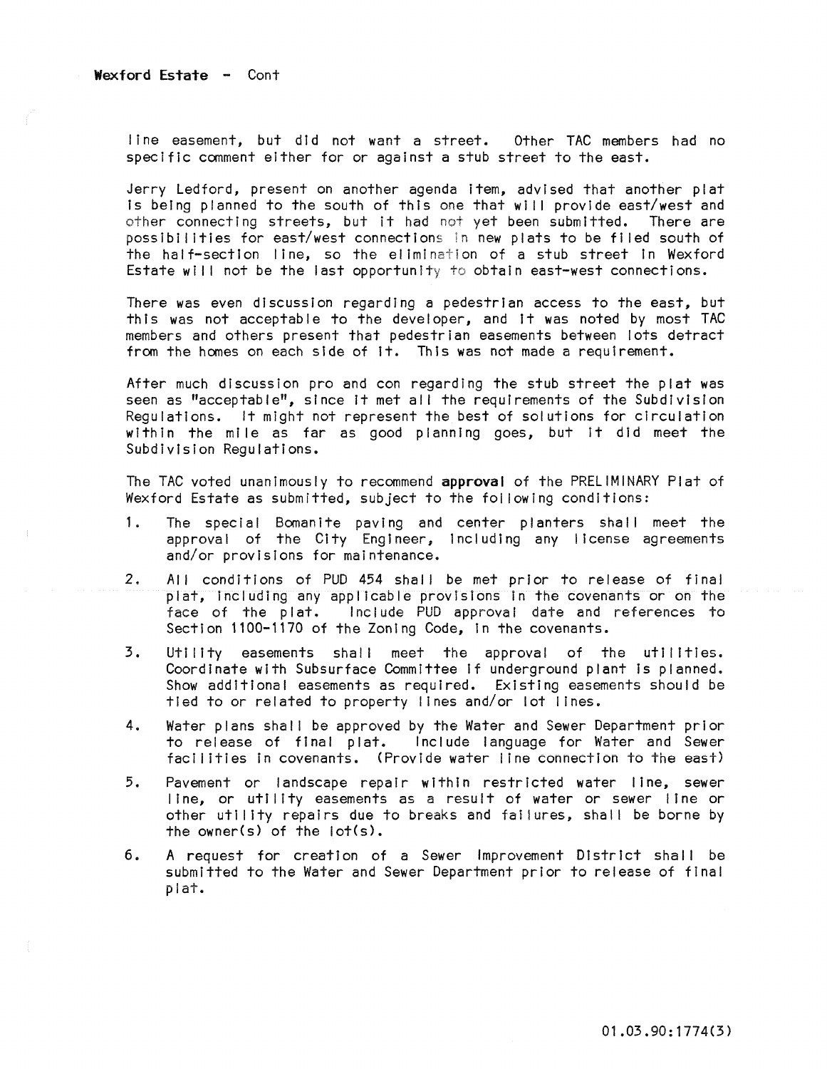**Wexford Estate** - Cont

line easement, but did not want a street. Other TAC members had no specific comment either for or against a stub street to the east.

Jerry Ledford, present on another agenda item, advised that another plat is being planned to the south of this one that will provide east/west and other connecting streets, but it had not yet been submitted. There are possibilities for east/west connections in new plats to be filed south of the half-section line, so the elimination of a stub street in Wexford Estate will not be the last opportunity to obtain east-west connections.

There was even discussion regarding a pedestrian access to the east, but this was not acceptable to the developer, and it was noted by most TAC members and others present that pedestrian easements between lots detract from the homes on each side of it. This was not made a requirement.

After much discussion pro and con regarding the stub street the plat was seen as "acceptable", since it met all the requirements of the Subdivision Regulations. It might not represent the best of solutions for circulation within the mile as far as good planning goes, but it did meet the Subdivision Regulations.

The TAC voted unanimously to recommend **approval** of the PRELIMINARY Plat of Wexford Estate as submitted, subject to the following conditions:

1. The special Bomanite paving and center planters shall meet the approval of the City Engineer, including any license agreements and/or provisions for maintenance.
2. All conditions of PUD 454 shall be met prior to release of final plat, including any applicable provisions in the covenants or on the face of the plat. Include PUD approval date and references to Section 1100-1170 of the Zoning Code, in the covenants.
3. Utility easements shall meet the approval of the utilities. Coordinate with Subsurface Committee if underground plant is planned. Show additional easements as required. Existing easements should be tied to or related to property lines and/or lot lines.
4. Water plans shall be approved by the Water and Sewer Department prior to release of final plat. Include language for Water and Sewer facilities in covenants. (Provide water line connection to the east)
5. Pavement or landscape repair within restricted water line, sewer line, or utility easements as a result of water or sewer line or other utility repairs due to breaks and failures, shall be borne by the owner(s) of the lot(s).
6. A request for creation of a Sewer Improvement District shall be submitted to the Water and Sewer Department prior to release of final plat.

01.03.90:1774(3)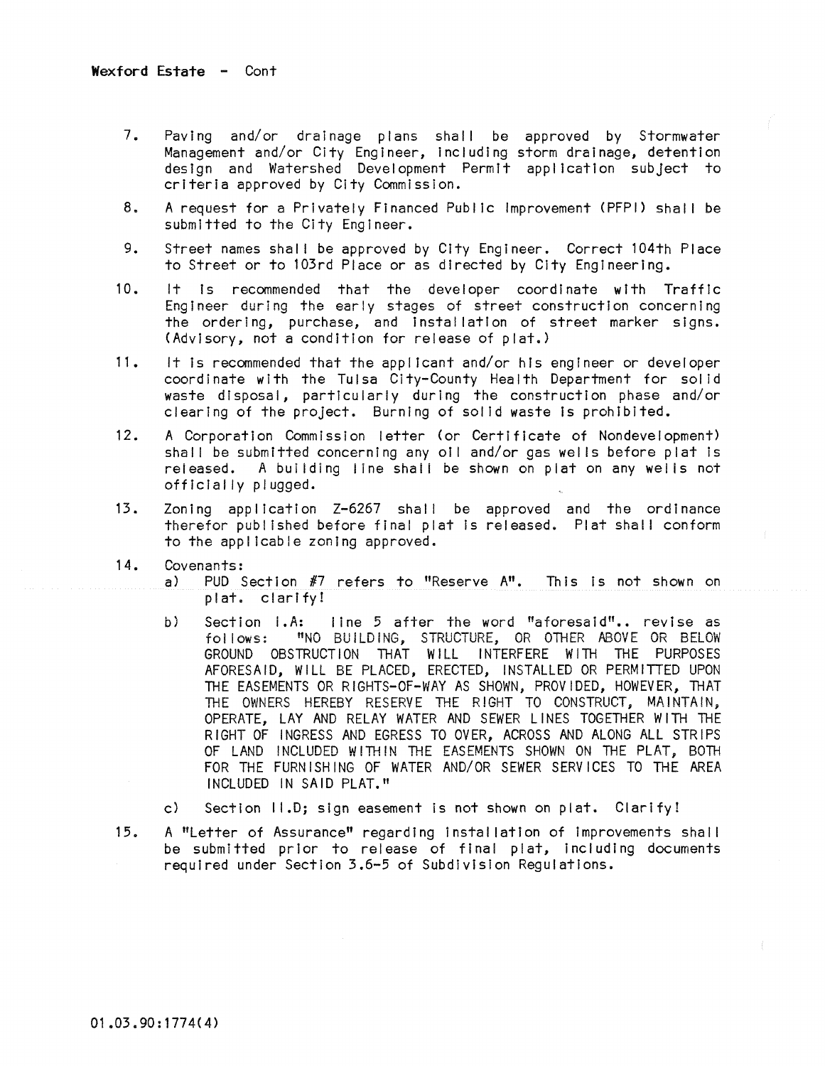**Wexford Estate** - Cont

7. Paving and/or drainage plans shall be approved by Stormwater Management and/or City Engineer, including storm drainage, detention design and Watershed Development Permit application subject to criteria approved by City Commission.

8. A request for a Privately Financed Public Improvement (PFPI) shall be submitted to the City Engineer.

9. Street names shall be approved by City Engineer. Correct 104th Place to Street or to 103rd Place or as directed by City Engineering.

10. It is recommended that the developer coordinate with Traffic Engineer during the early stages of street construction concerning the ordering, purchase, and installation of street marker signs. (Advisory, not a condition for release of plat.)

11. It is recommended that the applicant and/or his engineer or developer coordinate with the Tulsa City-County Health Department for solid waste disposal, particularly during the construction phase and/or clearing of the project. Burning of solid waste is prohibited.

12. A Corporation Commission letter (or Certificate of Nondevelopment) shall be submitted concerning any oil and/or gas wells before plat is released. A building line shall be shown on plat on any wells not officially plugged.

13. Zoning application Z-6267 shall be approved and the ordinance therefor published before final plat is released. Plat shall conform to the applicable zoning approved.

14. Covenants:
    a) PUD Section #7 refers to "Reserve A". This is not shown on plat. clarify!
    b) Section I.A: line 5 after the word "aforesaid".. revise as follows: "NO BUILDING, STRUCTURE, OR OTHER ABOVE OR BELOW GROUND OBSTRUCTION THAT WILL INTERFERE WITH THE PURPOSES AFORESAID, WILL BE PLACED, ERECTED, INSTALLED OR PERMITTED UPON THE EASEMENTS OR RIGHTS-OF-WAY AS SHOWN, PROVIDED, HOWEVER, THAT THE OWNERS HEREBY RESERVE THE RIGHT TO CONSTRUCT, MAINTAIN, OPERATE, LAY AND RELAY WATER AND SEWER LINES TOGETHER WITH THE RIGHT OF INGRESS AND EGRESS TO OVER, ACROSS AND ALONG ALL STRIPS OF LAND INCLUDED WITHIN THE EASEMENTS SHOWN ON THE PLAT, BOTH FOR THE FURNISHING OF WATER AND/OR SEWER SERVICES TO THE AREA INCLUDED IN SAID PLAT."
    c) Section II.D; sign easement is not shown on plat. Clarify!

15. A "Letter of Assurance" regarding installation of improvements shall be submitted prior to release of final plat, including documents required under Section 3.6-5 of Subdivision Regulations.

01.03.90:1774(4)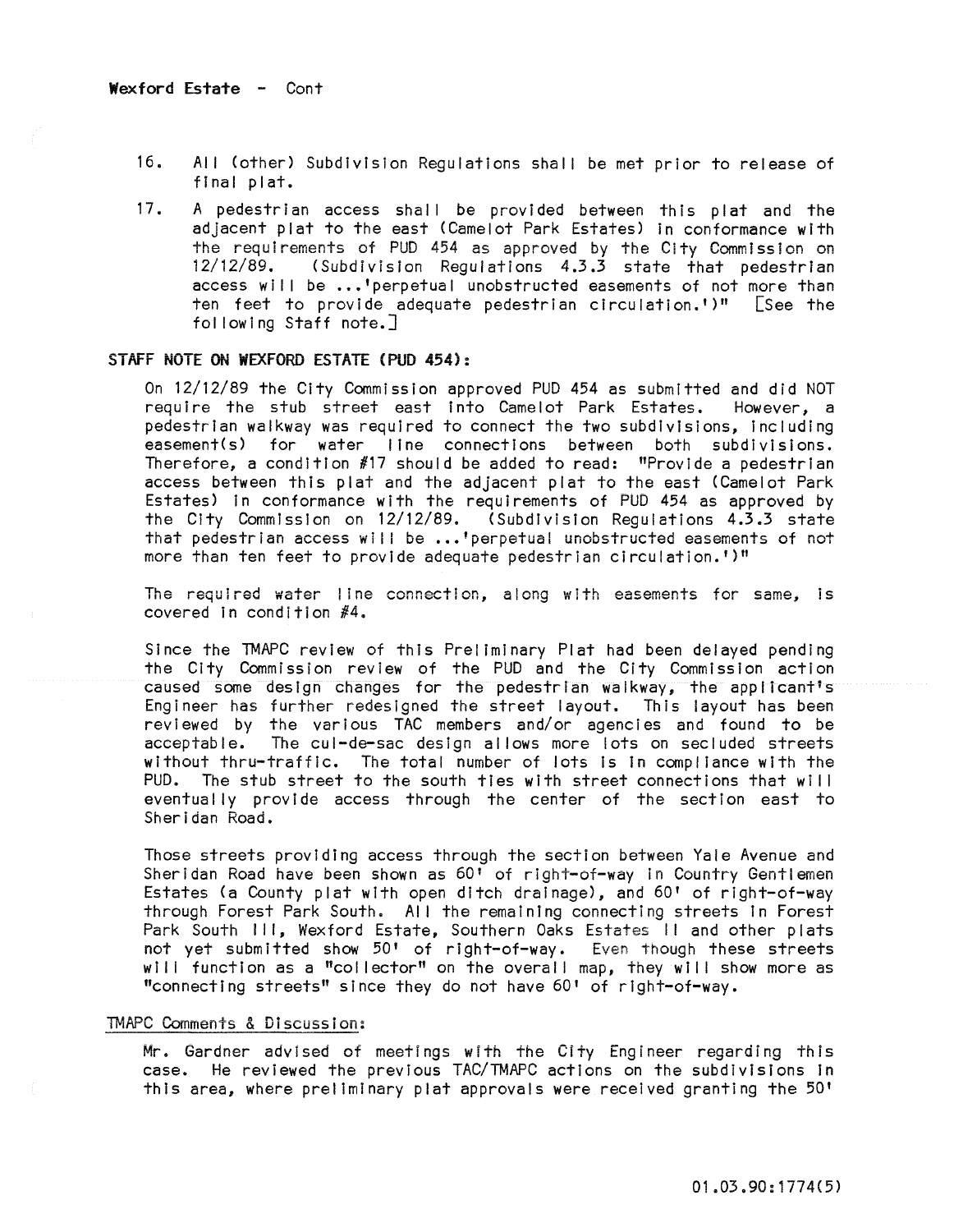**Wexford Estate - Cont**

16. All (other) Subdivision Regulations shall be met prior to release of final plat.

17. A pedestrian access shall be provided between this plat and the adjacent plat to the east (Camelot Park Estates) in conformance with the requirements of PUD 454 as approved by the City Commission on 12/12/89. (Subdivision Regulations 4.3.3 state that pedestrian access will be ...'perpetual unobstructed easements of not more than ten feet to provide adequate pedestrian circulation.')" [See the following Staff note.]

**STAFF NOTE ON WEXFORD ESTATE (PUD 454):**

On 12/12/89 the City Commission approved PUD 454 as submitted and did NOT require the stub street east into Camelot Park Estates. However, a pedestrian walkway was required to connect the two subdivisions, including easement(s) for water line connections between both subdivisions. Therefore, a condition #17 should be added to read: "Provide a pedestrian access between this plat and the adjacent plat to the east (Camelot Park Estates) in conformance with the requirements of PUD 454 as approved by the City Commission on 12/12/89. (Subdivision Regulations 4.3.3 state that pedestrian access will be ...'perpetual unobstructed easements of not more than ten feet to provide adequate pedestrian circulation.')"

The required water line connection, along with easements for same, is covered in condition #4.

Since the TMAPC review of this Preliminary Plat had been delayed pending the City Commission review of the PUD and the City Commission action caused some design changes for the pedestrian walkway, the applicant's Engineer has further redesigned the street layout. This layout has been reviewed by the various TAC members and/or agencies and found to be acceptable. The cul-de-sac design allows more lots on secluded streets without thru-traffic. The total number of lots is in compliance with the PUD. The stub street to the south ties with street connections that will eventually provide access through the center of the section east to Sheridan Road.

Those streets providing access through the section between Yale Avenue and Sheridan Road have been shown as 60' of right-of-way in Country Gentlemen Estates (a County plat with open ditch drainage), and 60' of right-of-way through Forest Park South. All the remaining connecting streets in Forest Park South III, Wexford Estate, Southern Oaks Estates II and other plats not yet submitted show 50' of right-of-way. Even though these streets will function as a "collector" on the overall map, they will show more as "connecting streets" since they do not have 60' of right-of-way.

TMAPC Comments & Discussion:

Mr. Gardner advised of meetings with the City Engineer regarding this case. He reviewed the previous TAC/TMAPC actions on the subdivisions in this area, where preliminary plat approvals were received granting the 50'

01.03.90:1774(5)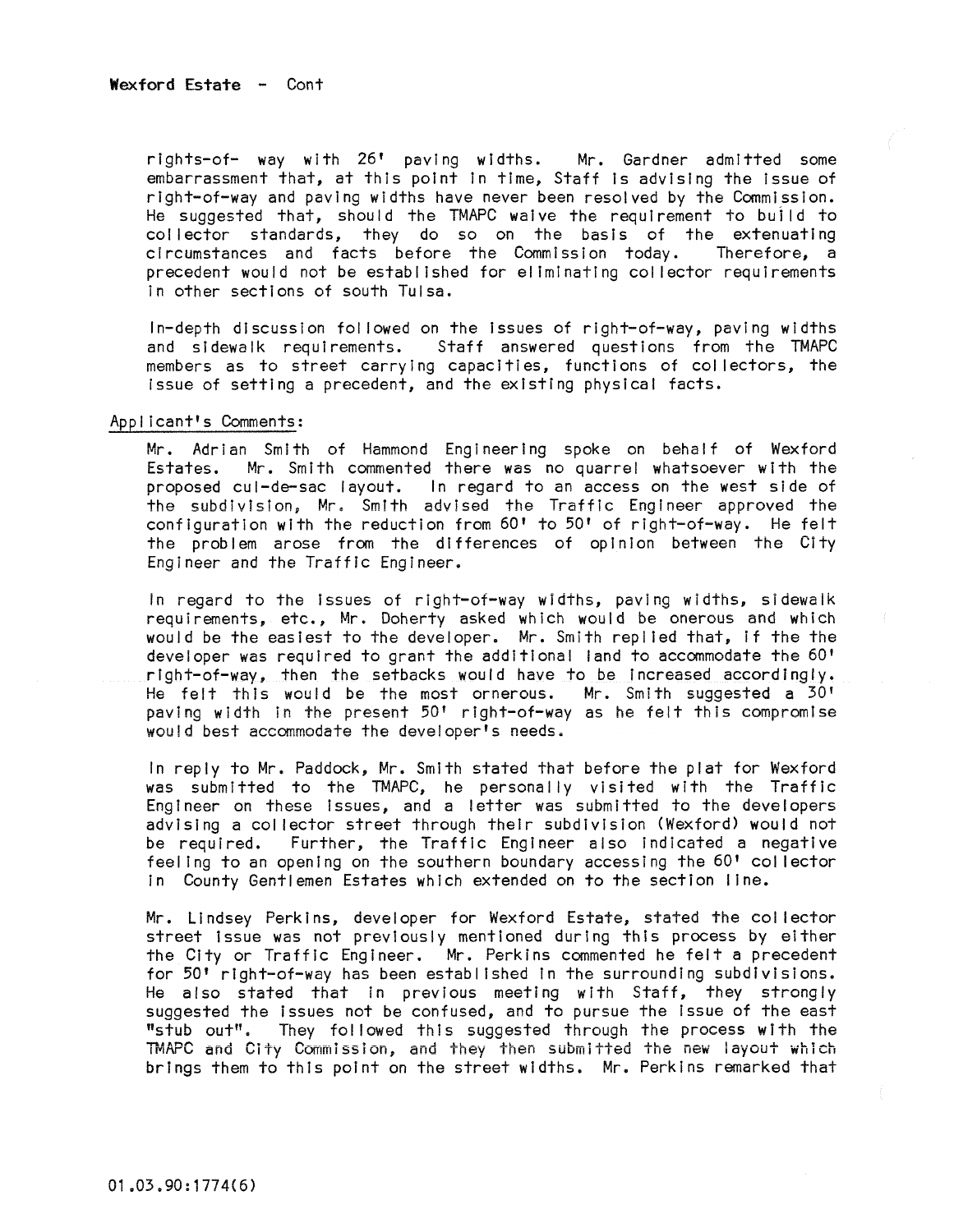**Wexford Estate - Cont**

rights-of- way with 26' paving widths. Mr. Gardner admitted some embarrassment that, at this point in time, Staff is advising the issue of right-of-way and paving widths have never been resolved by the Commission. He suggested that, should the TMAPC waive the requirement to build to collector standards, they do so on the basis of the extenuating circumstances and facts before the Commission today. Therefore, a precedent would not be established for eliminating collector requirements in other sections of south Tulsa.

In-depth discussion followed on the issues of right-of-way, paving widths and sidewalk requirements. Staff answered questions from the TMAPC members as to street carrying capacities, functions of collectors, the issue of setting a precedent, and the existing physical facts.

Applicant's Comments:

Mr. Adrian Smith of Hammond Engineering spoke on behalf of Wexford Estates. Mr. Smith commented there was no quarrel whatsoever with the proposed cul-de-sac layout. In regard to an access on the west side of the subdivision, Mr. Smith advised the Traffic Engineer approved the configuration with the reduction from 60' to 50' of right-of-way. He felt the problem arose from the differences of opinion between the City Engineer and the Traffic Engineer.

In regard to the issues of right-of-way widths, paving widths, sidewalk requirements, etc., Mr. Doherty asked which would be onerous and which would be the easiest to the developer. Mr. Smith replied that, if the the developer was required to grant the additional land to accommodate the 60' right-of-way, then the setbacks would have to be increased accordingly. He felt this would be the most ornerous. Mr. Smith suggested a 30' paving width in the present 50' right-of-way as he felt this compromise would best accommodate the developer's needs.

In reply to Mr. Paddock, Mr. Smith stated that before the plat for Wexford was submitted to the TMAPC, he personally visited with the Traffic Engineer on these issues, and a letter was submitted to the developers advising a collector street through their subdivision (Wexford) would not be required. Further, the Traffic Engineer also indicated a negative feeling to an opening on the southern boundary accessing the 60' collector in County Gentlemen Estates which extended on to the section line.

Mr. Lindsey Perkins, developer for Wexford Estate, stated the collector street issue was not previously mentioned during this process by either the City or Traffic Engineer. Mr. Perkins commented he felt a precedent for 50' right-of-way has been established in the surrounding subdivisions. He also stated that in previous meeting with Staff, they strongly suggested the issues not be confused, and to pursue the issue of the east "stub out". They followed this suggested through the process with the TMAPC and City Commission, and they then submitted the new layout which brings them to this point on the street widths. Mr. Perkins remarked that

01.03.90:1774(6)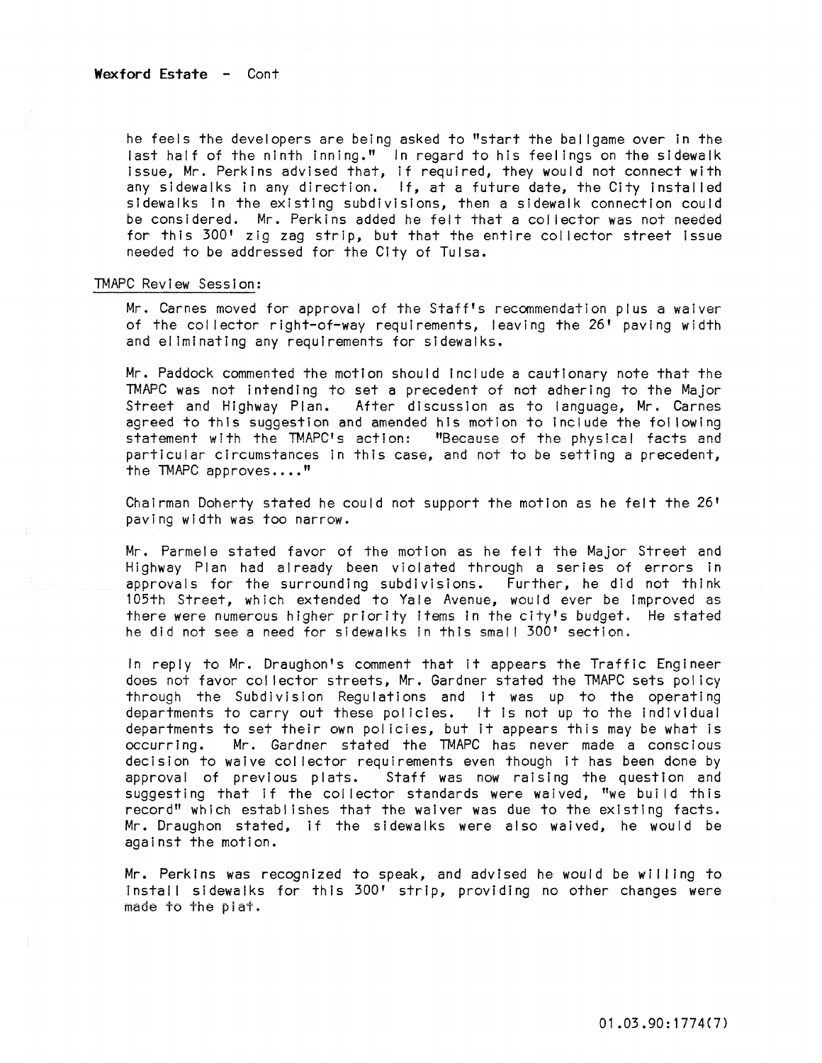**Wexford Estate** - Cont

he feels the developers are being asked to "start the ballgame over in the last half of the ninth inning." In regard to his feelings on the sidewalk issue, Mr. Perkins advised that, if required, they would not connect with any sidewalks in any direction. If, at a future date, the City installed sidewalks in the existing subdivisions, then a sidewalk connection could be considered. Mr. Perkins added he felt that a collector was not needed for this 300' zig zag strip, but that the entire collector street issue needed to be addressed for the City of Tulsa.

TMAPC Review Session:

Mr. Carnes moved for approval of the Staff's recommendation plus a waiver of the collector right-of-way requirements, leaving the 26' paving width and eliminating any requirements for sidewalks.

Mr. Paddock commented the motion should include a cautionary note that the TMAPC was not intending to set a precedent of not adhering to the Major Street and Highway Plan. After discussion as to language, Mr. Carnes agreed to this suggestion and amended his motion to include the following statement with the TMAPC's action: "Because of the physical facts and particular circumstances in this case, and not to be setting a precedent, the TMAPC approves...."

Chairman Doherty stated he could not support the motion as he felt the 26' paving width was too narrow.

Mr. Parmele stated favor of the motion as he felt the Major Street and Highway Plan had already been violated through a series of errors in approvals for the surrounding subdivisions. Further, he did not think 105th Street, which extended to Yale Avenue, would ever be improved as there were numerous higher priority items in the city's budget. He stated he did not see a need for sidewalks in this small 300' section.

In reply to Mr. Draughon's comment that it appears the Traffic Engineer does not favor collector streets, Mr. Gardner stated the TMAPC sets policy through the Subdivision Regulations and it was up to the operating departments to carry out these policies. It is not up to the individual departments to set their own policies, but it appears this may be what is occurring. Mr. Gardner stated the TMAPC has never made a conscious decision to waive collector requirements even though it has been done by approval of previous plats. Staff was now raising the question and suggesting that if the collector standards were waived, "we build this record" which establishes that the waiver was due to the existing facts. Mr. Draughon stated, if the sidewalks were also waived, he would be against the motion.

Mr. Perkins was recognized to speak, and advised he would be willing to install sidewalks for this 300' strip, providing no other changes were made to the plat.

01.03.90:1774(7)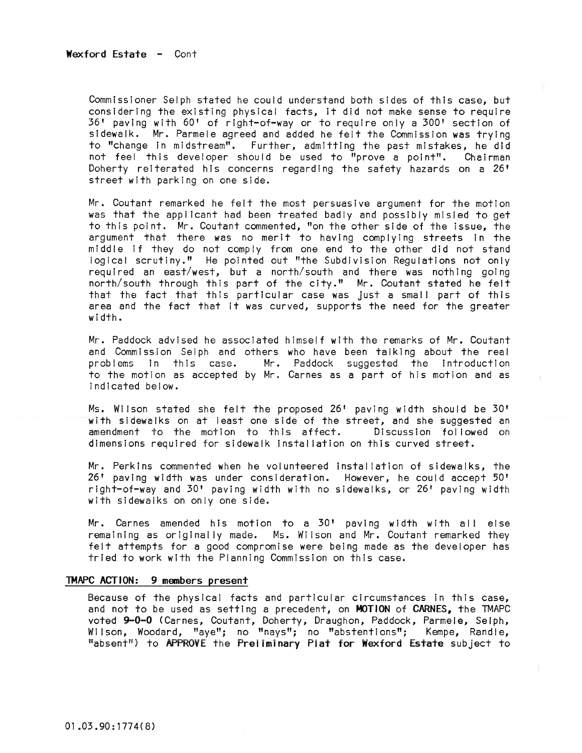**Wexford Estate** - Cont

Commissioner Selph stated he could understand both sides of this case, but considering the existing physical facts, it did not make sense to require 36' paving with 60' of right-of-way or to require only a 300' section of sidewalk. Mr. Parmele agreed and added he felt the Commission was trying to "change in midstream". Further, admitting the past mistakes, he did not feel this developer should be used to "prove a point". Chairman Doherty reiterated his concerns regarding the safety hazards on a 26' street with parking on one side.

Mr. Coutant remarked he felt the most persuasive argument for the motion was that the applicant had been treated badly and possibly misled to get to this point. Mr. Coutant commented, "on the other side of the issue, the argument that there was no merit to having complying streets in the middle if they do not comply from one end to the other did not stand logical scrutiny." He pointed out "the Subdivision Regulations not only required an east/west, but a north/south and there was nothing going north/south through this part of the city." Mr. Coutant stated he felt that the fact that this particular case was just a small part of this area and the fact that it was curved, supports the need for the greater width.

Mr. Paddock advised he associated himself with the remarks of Mr. Coutant and Commission Selph and others who have been talking about the real problems in this case. Mr. Paddock suggested the introduction to the motion as accepted by Mr. Carnes as a part of his motion and as indicated below.

Ms. Wilson stated she felt the proposed 26' paving width should be 30' with sidewalks on at least one side of the street, and she suggested an amendment to the motion to this affect. Discussion followed on dimensions required for sidewalk installation on this curved street.

Mr. Perkins commented when he volunteered installation of sidewalks, the 26' paving width was under consideration. However, he could accept 50' right-of-way and 30' paving width with no sidewalks, or 26' paving width with sidewalks on only one side.

Mr. Carnes amended his motion to a 30' paving width with all else remaining as originally made. Ms. Wilson and Mr. Coutant remarked they felt attempts for a good compromise were being made as the developer has tried to work with the Planning Commission on this case.

**TMAPC ACTION: 9 members present**

Because of the physical facts and particular circumstances in this case, and not to be used as setting a precedent, on **MOTION** of **CARNES**, the TMAPC voted **9-0-0** (Carnes, Coutant, Doherty, Draughon, Paddock, Parmele, Selph, Wilson, Woodard, "aye"; no "nays"; no "abstentions"; Kempe, Randle, "absent") to **APPROVE** the **Preliminary Plat for Wexford Estate** subject to

01.03.90:1774(8)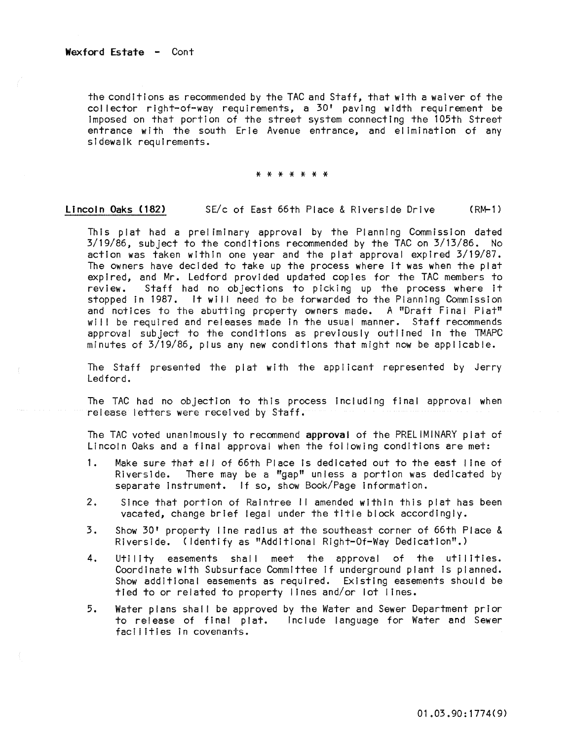**Wexford Estate** - Cont

the conditions as recommended by the TAC and Staff, that with a waiver of the collector right-of-way requirements, a 30' paving width requirement be imposed on that portion of the street system connecting the 105th Street entrance with the south Erie Avenue entrance, and elimination of any sidewalk requirements.

\* \* \* \* \* \* \*

**Lincoln Oaks (182)** SE/c of East 66th Place & Riverside Drive (RM-1)

This plat had a preliminary approval by the Planning Commission dated 3/19/86, subject to the conditions recommended by the TAC on 3/13/86. No action was taken within one year and the plat approval expired 3/19/87. The owners have decided to take up the process where it was when the plat expired, and Mr. Ledford provided updated copies for the TAC members to review. Staff had no objections to picking up the process where it stopped in 1987. It will need to be forwarded to the Planning Commission and notices to the abutting property owners made. A "Draft Final Plat" will be required and releases made in the usual manner. Staff recommends approval subject to the conditions as previously outlined in the TMAPC minutes of 3/19/86, plus any new conditions that might now be applicable.

The Staff presented the plat with the applicant represented by Jerry Ledford.

The TAC had no objection to this process including final approval when release letters were received by Staff.

The TAC voted unanimously to recommend **approval** of the PRELIMINARY plat of Lincoln Oaks and a final approval when the following conditions are met:

1. Make sure that all of 66th Place is dedicated out to the east line of Riverside. There may be a "gap" unless a portion was dedicated by separate instrument. If so, show Book/Page information.
2. Since that portion of Raintree II amended within this plat has been vacated, change brief legal under the title block accordingly.
3. Show 30' property line radius at the southeast corner of 66th Place & Riverside. (Identify as "Additional Right-Of-Way Dedication".)
4. Utility easements shall meet the approval of the utilities. Coordinate with Subsurface Committee if underground plant is planned. Show additional easements as required. Existing easements should be tied to or related to property lines and/or lot lines.
5. Water plans shall be approved by the Water and Sewer Department prior to release of final plat. Include language for Water and Sewer facilities in covenants.

01.03.90:1774(9)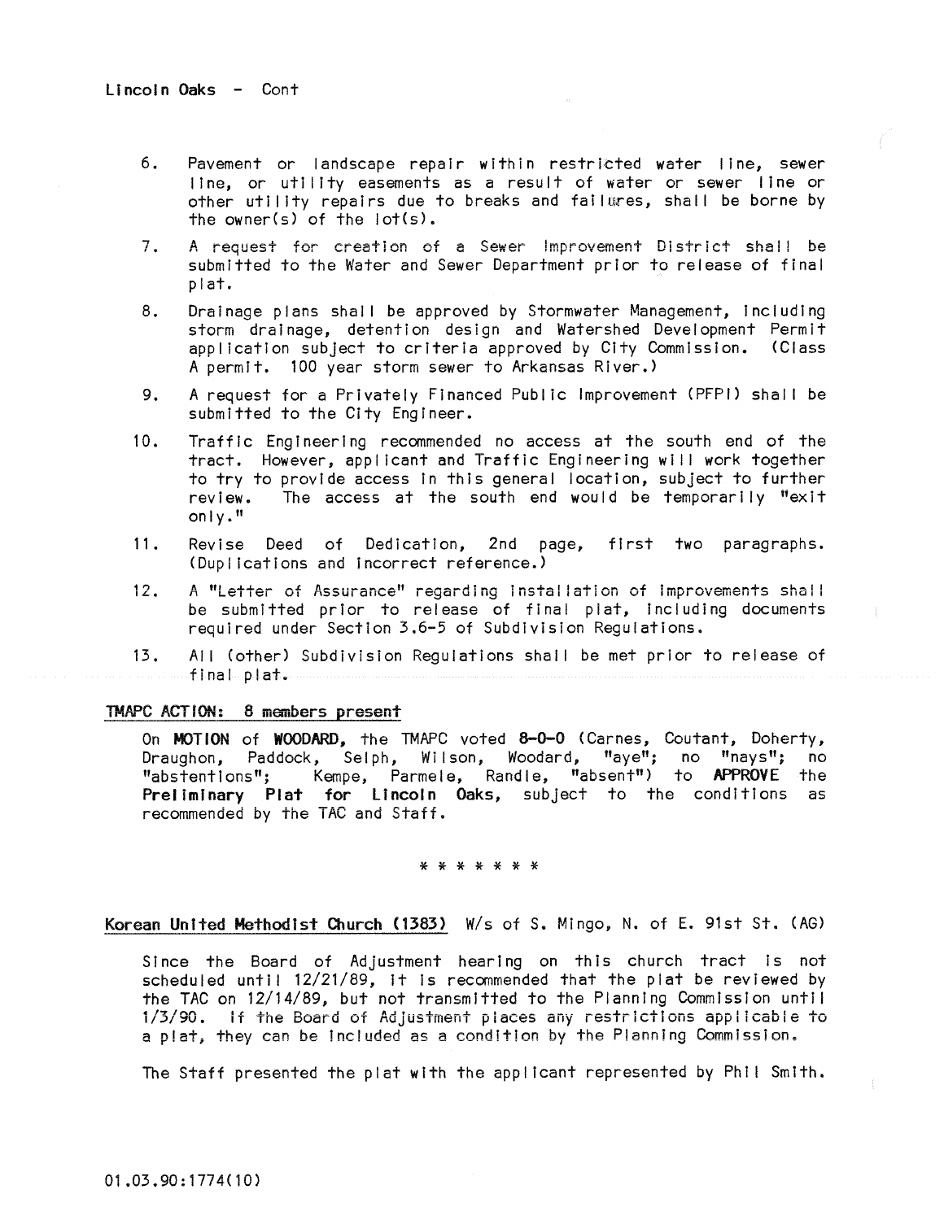Lincoln Oaks - Cont

6. Pavement or landscape repair within restricted water line, sewer line, or utility easements as a result of water or sewer line or other utility repairs due to breaks and failures, shall be borne by the owner(s) of the lot(s).

7. A request for creation of a Sewer Improvement District shall be submitted to the Water and Sewer Department prior to release of final plat.

8. Drainage plans shall be approved by Stormwater Management, including storm drainage, detention design and Watershed Development Permit application subject to criteria approved by City Commission. (Class A permit. 100 year storm sewer to Arkansas River.)

9. A request for a Privately Financed Public Improvement (PFPI) shall be submitted to the City Engineer.

10. Traffic Engineering recommended no access at the south end of the tract. However, applicant and Traffic Engineering will work together to try to provide access in this general location, subject to further review. The access at the south end would be temporarily "exit only."

11. Revise Deed of Dedication, 2nd page, first two paragraphs. (Duplications and incorrect reference.)

12. A "Letter of Assurance" regarding installation of improvements shall be submitted prior to release of final plat, including documents required under Section 3.6-5 of Subdivision Regulations.

13. All (other) Subdivision Regulations shall be met prior to release of final plat.

<u>TMAPC ACTION: 8 members present</u>

On **MOTION** of **WOODARD**, the TMAPC voted **8-0-0** (Carnes, Coutant, Doherty, Draughon, Paddock, Selph, Wilson, Woodard, "aye"; no "nays"; no "abstentions"; Kempe, Parmele, Randle, "absent") to **APPROVE** the **Preliminary Plat for Lincoln Oaks**, subject to the conditions as recommended by the TAC and Staff.

* * * * * * *

**<u>Korean United Methodist Church (1383)</u>** W/s of S. Mingo, N. of E. 91st St. (AG)

Since the Board of Adjustment hearing on this church tract is not scheduled until 12/21/89, it is recommended that the plat be reviewed by the TAC on 12/14/89, but not transmitted to the Planning Commission until 1/3/90. If the Board of Adjustment places any restrictions applicable to a plat, they can be included as a condition by the Planning Commission.

The Staff presented the plat with the applicant represented by Phil Smith.

01.03.90:1774(10)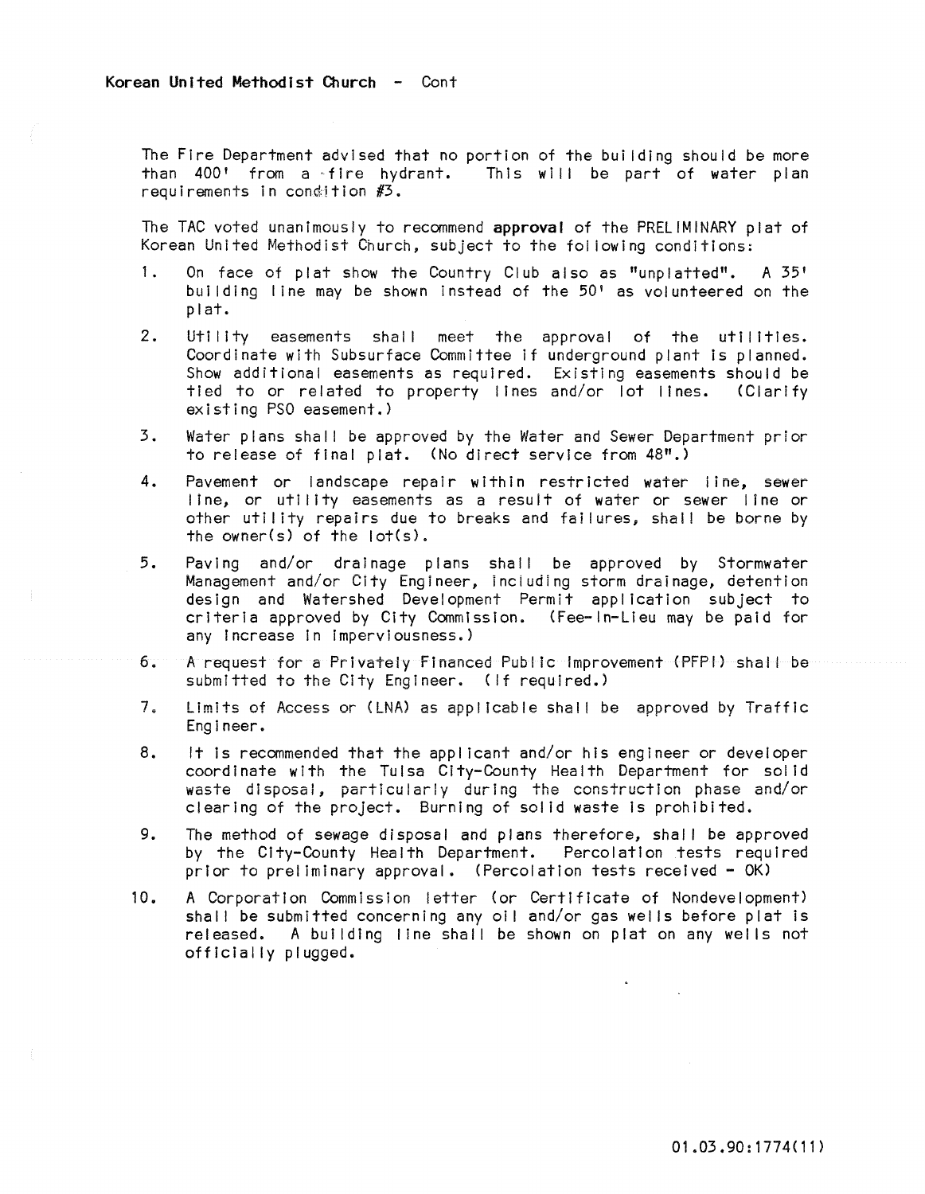**Korean United Methodist Church - Cont**

The Fire Department advised that no portion of the building should be more than 400' from a fire hydrant. This will be part of water plan requirements in condition #3.

The TAC voted unanimously to recommend **approval** of the PRELIMINARY plat of Korean United Methodist Church, subject to the following conditions:

1. On face of plat show the Country Club also as "unplatted". A 35' building line may be shown instead of the 50' as volunteered on the plat.
2. Utility easements shall meet the approval of the utilities. Coordinate with Subsurface Committee if underground plant is planned. Show additional easements as required. Existing easements should be tied to or related to property lines and/or lot lines. (Clarify existing PSO easement.)
3. Water plans shall be approved by the Water and Sewer Department prior to release of final plat. (No direct service from 48".)
4. Pavement or landscape repair within restricted water line, sewer line, or utility easements as a result of water or sewer line or other utility repairs due to breaks and failures, shall be borne by the owner(s) of the lot(s).
5. Paving and/or drainage plans shall be approved by Stormwater Management and/or City Engineer, including storm drainage, detention design and Watershed Development Permit application subject to criteria approved by City Commission. (Fee-In-Lieu may be paid for any increase in imperviousness.)
6. A request for a Privately Financed Public Improvement (PFPI) shall be submitted to the City Engineer. (If required.)
7. Limits of Access or (LNA) as applicable shall be approved by Traffic Engineer.
8. It is recommended that the applicant and/or his engineer or developer coordinate with the Tulsa City-County Health Department for solid waste disposal, particularly during the construction phase and/or clearing of the project. Burning of solid waste is prohibited.
9. The method of sewage disposal and plans therefore, shall be approved by the City-County Health Department. Percolation tests required prior to preliminary approval. (Percolation tests received - OK)
10. A Corporation Commission letter (or Certificate of Nondevelopment) shall be submitted concerning any oil and/or gas wells before plat is released. A building line shall be shown on plat on any wells not officially plugged.

01.03.90:1774(11)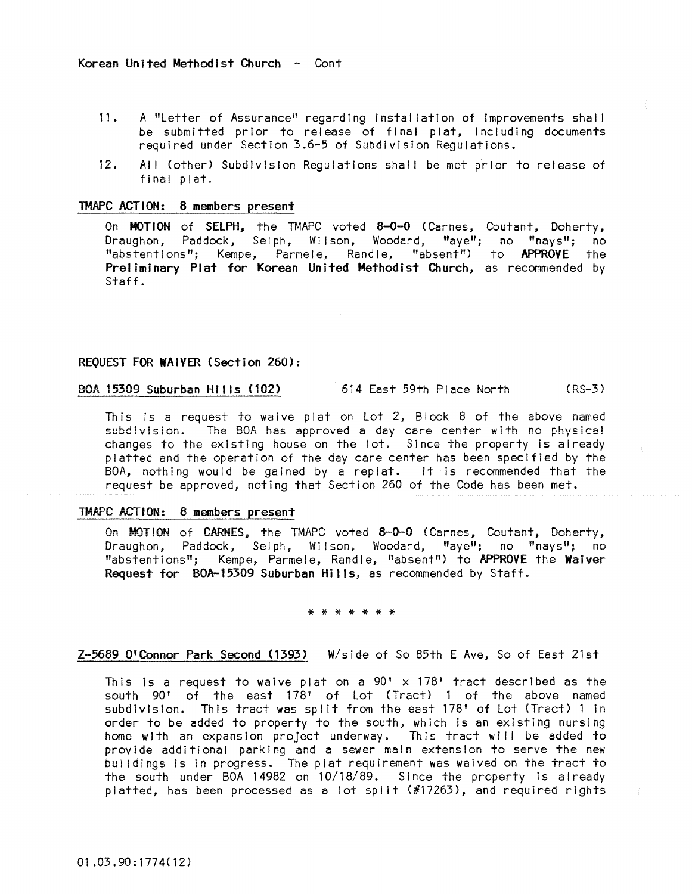Korean United Methodist Church - Cont

11. A "Letter of Assurance" regarding installation of improvements shall be submitted prior to release of final plat, including documents required under Section 3.6-5 of Subdivision Regulations.

12. All (other) Subdivision Regulations shall be met prior to release of final plat.

**TMAPC ACTION: 8 members present**

On **MOTION** of **SELPH**, the TMAPC voted **8-0-0** (Carnes, Coutant, Doherty, Draughon, Paddock, Selph, Wilson, Woodard, "aye"; no "nays"; no "abstentions"; Kempe, Parmele, Randle, "absent") to **APPROVE** the **Preliminary Plat for Korean United Methodist Church**, as recommended by Staff.

**REQUEST FOR WAIVER (Section 260):**

**BOA 15309 Suburban Hills (102)** 614 East 59th Place North (RS-3)

This is a request to waive plat on Lot 2, Block 8 of the above named subdivision. The BOA has approved a day care center with no physical changes to the existing house on the lot. Since the property is already platted and the operation of the day care center has been specified by the BOA, nothing would be gained by a replat. It is recommended that the request be approved, noting that Section 260 of the Code has been met.

**TMAPC ACTION: 8 members present**

On **MOTION** of **CARNES**, the TMAPC voted **8-0-0** (Carnes, Coutant, Doherty, Draughon, Paddock, Selph, Wilson, Woodard, "aye"; no "nays"; no "abstentions"; Kempe, Parmele, Randle, "absent") to **APPROVE** the **Waiver Request for BOA-15309 Suburban Hills**, as recommended by Staff.

* * * * * * *

**Z-5689 O'Connor Park Second (1393)** W/side of So 85th E Ave, So of East 21st

This is a request to waive plat on a 90' x 178' tract described as the south 90' of the east 178' of Lot (Tract) 1 of the above named subdivision. This tract was split from the east 178' of Lot (Tract) 1 in order to be added to property to the south, which is an existing nursing home with an expansion project underway. This tract will be added to provide additional parking and a sewer main extension to serve the new buildings is in progress. The plat requirement was waived on the tract to the south under BOA 14982 on 10/18/89. Since the property is already platted, has been processed as a lot split (#17263), and required rights

01.03.90:1774(12)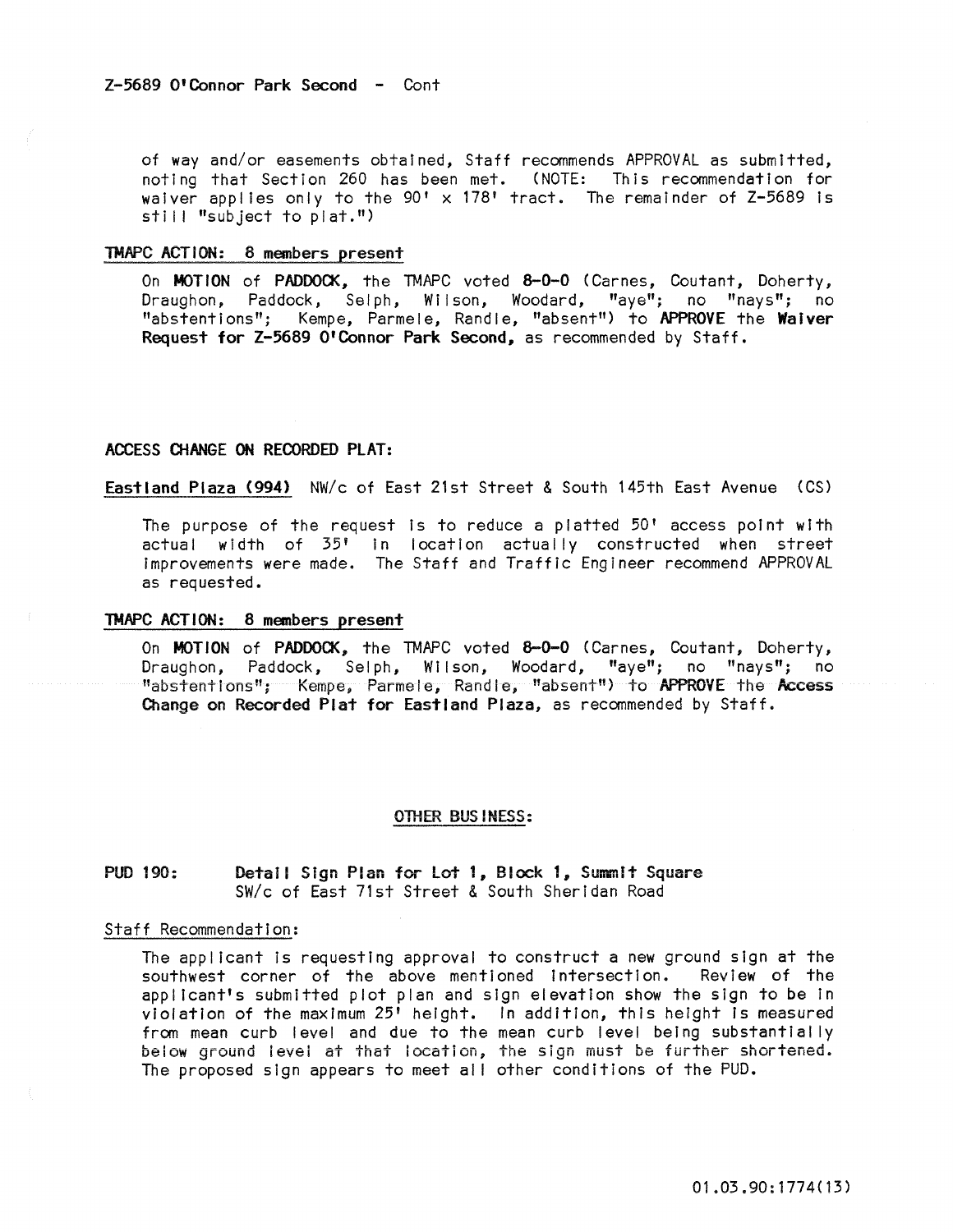Z-5689 O'Connor Park Second - Cont

of way and/or easements obtained, Staff recommends APPROVAL as submitted, noting that Section 260 has been met. (NOTE: This recommendation for waiver applies only to the 90' x 178' tract. The remainder of Z-5689 is still "subject to plat.")

TMAPC ACTION: 8 members present

On **MOTION** of **PADDOCK**, the TMAPC voted **8-0-0** (Carnes, Coutant, Doherty, Draughon, Paddock, Selph, Wilson, Woodard, "aye"; no "nays"; no "abstentions"; Kempe, Parmele, Randle, "absent") to **APPROVE** the **Waiver Request for Z-5689 O'Connor Park Second,** as recommended by Staff.

**ACCESS CHANGE ON RECORDED PLAT:**

**Eastland Plaza (994)** NW/c of East 21st Street & South 145th East Avenue (CS)

The purpose of the request is to reduce a platted 50' access point with actual width of 35' in location actually constructed when street improvements were made. The Staff and Traffic Engineer recommend APPROVAL as requested.

TMAPC ACTION: 8 members present

On **MOTION** of **PADDOCK**, the TMAPC voted **8-0-0** (Carnes, Coutant, Doherty, Draughon, Paddock, Selph, Wilson, Woodard, "aye"; no "nays"; no "abstentions"; Kempe, Parmele, Randle, "absent") to **APPROVE** the **Access Change on Recorded Plat for Eastland Plaza,** as recommended by Staff.

OTHER BUSINESS:

PUD 190: **Detail Sign Plan for Lot 1, Block 1, Summit Square**
SW/c of East 71st Street & South Sheridan Road

Staff Recommendation:

The applicant is requesting approval to construct a new ground sign at the southwest corner of the above mentioned intersection. Review of the applicant's submitted plot plan and sign elevation show the sign to be in violation of the maximum 25' height. In addition, this height is measured from mean curb level and due to the mean curb level being substantially below ground level at that location, the sign must be further shortened. The proposed sign appears to meet all other conditions of the PUD.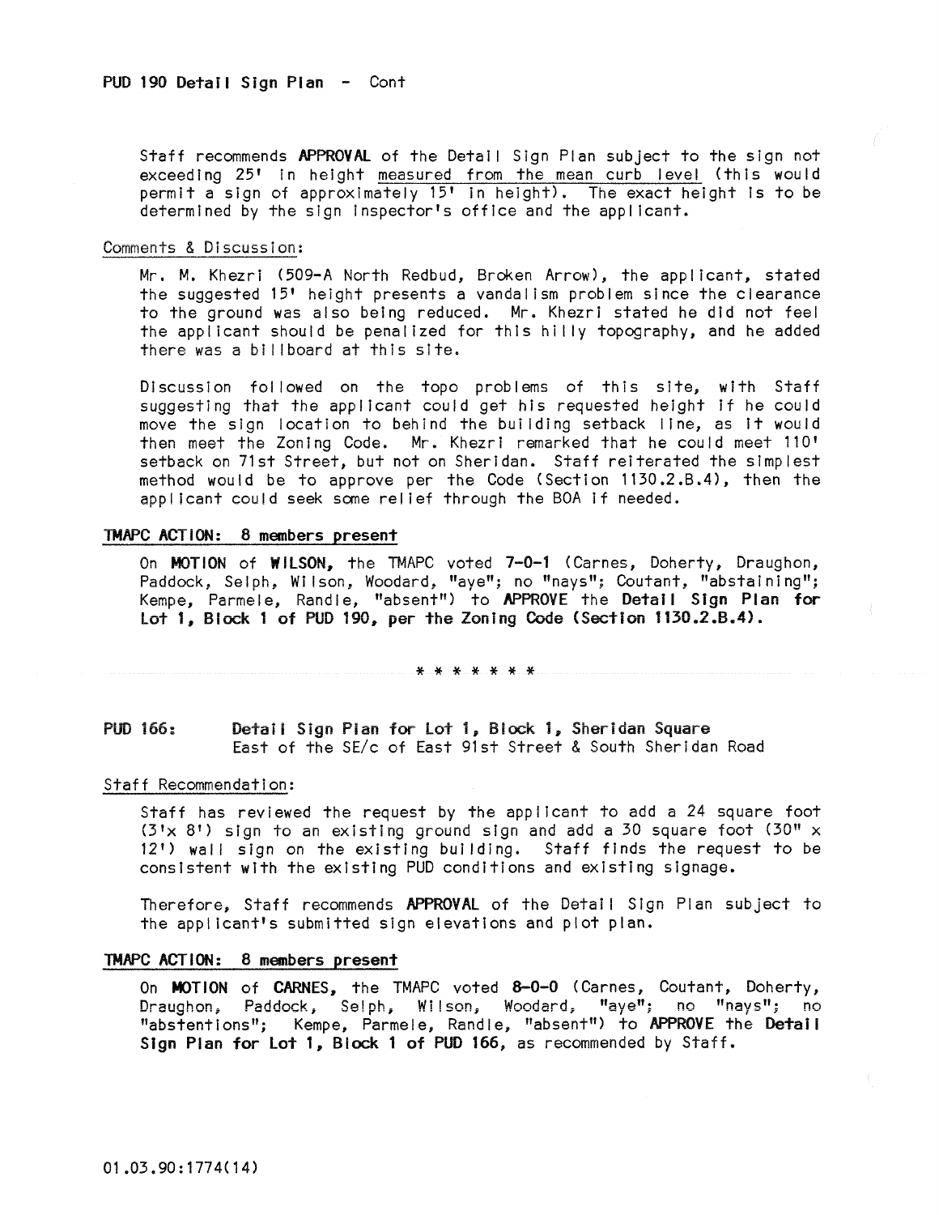PUD 190 Detail Sign Plan - Cont

Staff recommends **APPROVAL** of the Detail Sign Plan subject to the sign not exceeding 25' in height measured from the mean curb level (this would permit a sign of approximately 15' in height). The exact height is to be determined by the sign inspector's office and the applicant.

Comments & Discussion:

Mr. M. Khezri (509-A North Redbud, Broken Arrow), the applicant, stated the suggested 15' height presents a vandalism problem since the clearance to the ground was also being reduced. Mr. Khezri stated he did not feel the applicant should be penalized for this hilly topography, and he added there was a billboard at this site.

Discussion followed on the topo problems of this site, with Staff suggesting that the applicant could get his requested height if he could move the sign location to behind the building setback line, as it would then meet the Zoning Code. Mr. Khezri remarked that he could meet 110' setback on 71st Street, but not on Sheridan. Staff reiterated the simplest method would be to approve per the Code (Section 1130.2.B.4), then the applicant could seek some relief through the BOA if needed.

**TMAPC ACTION: 8 members present**

On **MOTION** of **WILSON**, the TMAPC voted **7-0-1** (Carnes, Doherty, Draughon, Paddock, Selph, Wilson, Woodard, "aye"; no "nays"; Coutant, "abstaining"; Kempe, Parmele, Randle, "absent") to **APPROVE** the **Detail Sign Plan for Lot 1, Block 1 of PUD 190, per the Zoning Code (Section 1130.2.B.4).**

* * * * * * *

**PUD 166:** **Detail Sign Plan for Lot 1, Block 1, Sheridan Square**
East of the SE/c of East 91st Street & South Sheridan Road

Staff Recommendation:

Staff has reviewed the request by the applicant to add a 24 square foot (3'x 8') sign to an existing ground sign and add a 30 square foot (30" x 12') wall sign on the existing building. Staff finds the request to be consistent with the existing PUD conditions and existing signage.

Therefore, Staff recommends **APPROVAL** of the Detail Sign Plan subject to the applicant's submitted sign elevations and plot plan.

**TMAPC ACTION: 8 members present**

On **MOTION** of **CARNES**, the TMAPC voted **8-0-0** (Carnes, Coutant, Doherty, Draughon, Paddock, Selph, Wilson, Woodard, "aye"; no "nays"; no "abstentions"; Kempe, Parmele, Randle, "absent") to **APPROVE** the **Detail Sign Plan for Lot 1, Block 1 of PUD 166**, as recommended by Staff.

01.03.90:1774(14)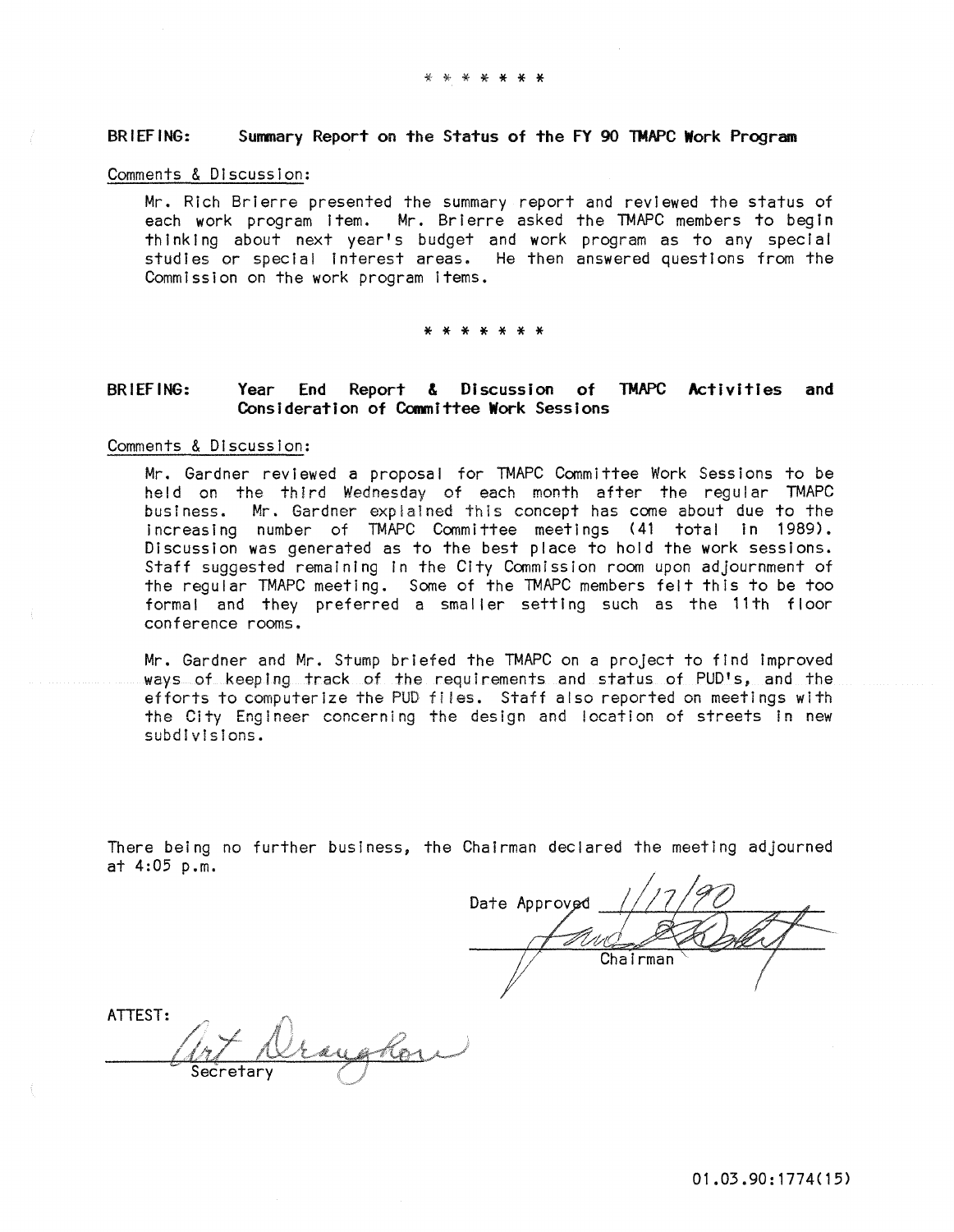\* \* \* \* \* \* \*

**BRIEFING: Summary Report on the Status of the FY 90 TMAPC Work Program**

Comments & Discussion:

Mr. Rich Brierre presented the summary report and reviewed the status of each work program item. Mr. Brierre asked the TMAPC members to begin thinking about next year's budget and work program as to any special studies or special interest areas. He then answered questions from the Commission on the work program items.

\* \* \* \* \* \* \*

**BRIEFING: Year End Report & Discussion of TMAPC Activities and Consideration of Committee Work Sessions**

Comments & Discussion:

Mr. Gardner reviewed a proposal for TMAPC Committee Work Sessions to be held on the third Wednesday of each month after the regular TMAPC business. Mr. Gardner explained this concept has come about due to the increasing number of TMAPC Committee meetings (41 total in 1989). Discussion was generated as to the best place to hold the work sessions. Staff suggested remaining in the City Commission room upon adjournment of the regular TMAPC meeting. Some of the TMAPC members felt this to be too formal and they preferred a smaller setting such as the 11th floor conference rooms.

Mr. Gardner and Mr. Stump briefed the TMAPC on a project to find improved ways of keeping track of the requirements and status of PUD's, and the efforts to computerize the PUD files. Staff also reported on meetings with the City Engineer concerning the design and location of streets in new subdivisions.

There being no further business, the Chairman declared the meeting adjourned at 4:05 p.m.

Date Approved 1/17/90

Chairman

ATTEST:

Art Draughon
Secretary

01.03.90:1774(15)